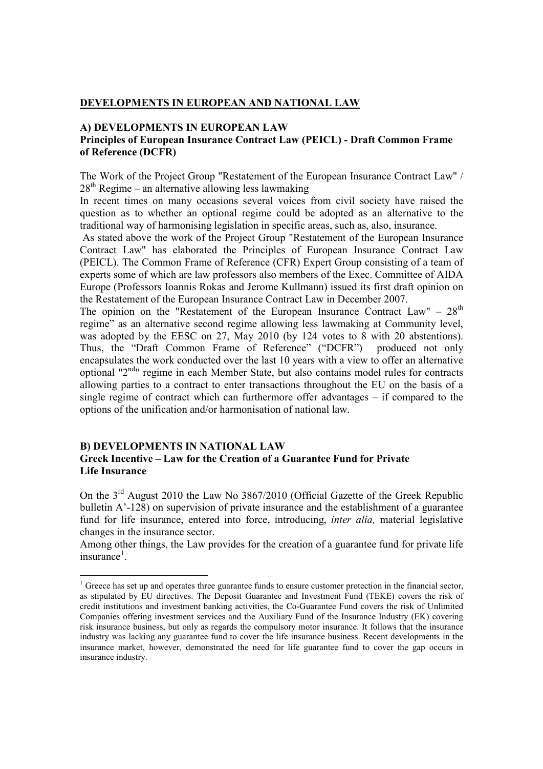## DEVELOPMENTS IN EUROPEAN AND NATIONAL LAW

### A) DEVELOPMENTS IN EUROPEAN LAW

**Principles of European Insurance Contract Law (PEICL) - Draft Common Frame of Reference (DCFR)**

The Work of the Project Group "Restatement of the European Insurance Contract Law" / 28th Regime – an alternative allowing less lawmaking

In recent times on many occasions several voices from civil society have raised the question as to whether an optional regime could be adopted as an alternative to the traditional way of harmonising legislation in specific areas, such as, also, insurance.

As stated above the work of the Project Group "Restatement of the European Insurance Contract Law" has elaborated the Principles of European Insurance Contract Law (PEICL). The Common Frame of Reference (CFR) Expert Group consisting of a team of experts some of which are law professors also members of the Exec. Committee of AIDA Europe (Professors Ioannis Rokas and Jerome Kullmann) issued its first draft opinion on the Restatement of the European Insurance Contract Law in December 2007.

The opinion on the "Restatement of the European Insurance Contract Law" – 28th regime" as an alternative second regime allowing less lawmaking at Community level, was adopted by the EESC on 27, May 2010 (by 124 votes to 8 with 20 abstentions). Thus, the "Draft Common Frame of Reference" ("DCFR") produced not only encapsulates the work conducted over the last 10 years with a view to offer an alternative optional "2nd" regime in each Member State, but also contains model rules for contracts allowing parties to a contract to enter transactions throughout the EU on the basis of a single regime of contract which can furthermore offer advantages – if compared to the options of the unification and/or harmonisation of national law.

### B) DEVELOPMENTS IN NATIONAL LAW

**Greek Incentive – Law for the Creation of a Guarantee Fund for Private Life Insurance**

On the 3rd August 2010 the Law No 3867/2010 (Official Gazette of the Greek Republic bulletin A'-128) on supervision of private insurance and the establishment of a guarantee fund for life insurance, entered into force, introducing, *inter alia,* material legislative changes in the insurance sector.

Among other things, the Law provides for the creation of a guarantee fund for private life insurance[1].

[1] Greece has set up and operates three guarantee funds to ensure customer protection in the financial sector, as stipulated by EU directives. The Deposit Guarantee and Investment Fund (TEKE) covers the risk of credit institutions and investment banking activities, the Co-Guarantee Fund covers the risk of Unlimited Companies offering investment services and the Auxiliary Fund of the Insurance Industry (EK) covering risk insurance business, but only as regards the compulsory motor insurance. It follows that the insurance industry was lacking any guarantee fund to cover the life insurance business. Recent developments in the insurance market, however, demonstrated the need for life guarantee fund to cover the gap occurs in insurance industry.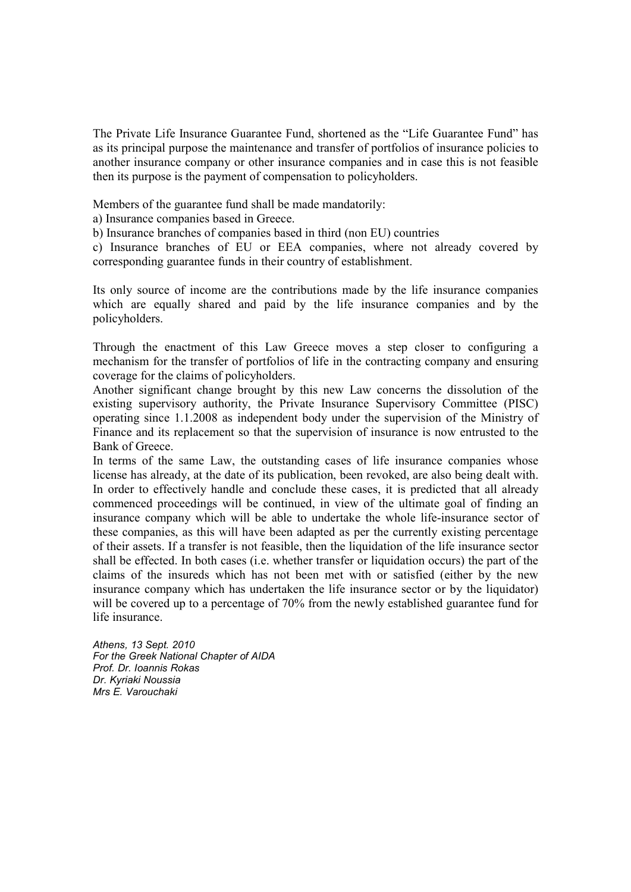The Private Life Insurance Guarantee Fund, shortened as the "Life Guarantee Fund" has as its principal purpose the maintenance and transfer of portfolios of insurance policies to another insurance company or other insurance companies and in case this is not feasible then its purpose is the payment of compensation to policyholders.

Members of the guarantee fund shall be made mandatorily:

a) Insurance companies based in Greece.

b) Insurance branches of companies based in third (non EU) countries

c) Insurance branches of EU or EEA companies, where not already covered by corresponding guarantee funds in their country of establishment.

Its only source of income are the contributions made by the life insurance companies which are equally shared and paid by the life insurance companies and by the policyholders.

Through the enactment of this Law Greece moves a step closer to configuring a mechanism for the transfer of portfolios of life in the contracting company and ensuring coverage for the claims of policyholders.

Another significant change brought by this new Law concerns the dissolution of the existing supervisory authority, the Private Insurance Supervisory Committee (PISC) operating since 1.1.2008 as independent body under the supervision of the Ministry of Finance and its replacement so that the supervision of insurance is now entrusted to the Bank of Greece.

In terms of the same Law, the outstanding cases of life insurance companies whose license has already, at the date of its publication, been revoked, are also being dealt with. In order to effectively handle and conclude these cases, it is predicted that all already commenced proceedings will be continued, in view of the ultimate goal of finding an insurance company which will be able to undertake the whole life-insurance sector of these companies, as this will have been adapted as per the currently existing percentage of their assets. If a transfer is not feasible, then the liquidation of the life insurance sector shall be effected. In both cases (i.e. whether transfer or liquidation occurs) the part of the claims of the insureds which has not been met with or satisfied (either by the new insurance company which has undertaken the life insurance sector or by the liquidator) will be covered up to a percentage of 70% from the newly established guarantee fund for life insurance.

*Athens, 13 Sept. 2010*
*For the Greek National Chapter of AIDA*
*Prof. Dr. Ioannis Rokas*
*Dr. Kyriaki Noussia*
*Mrs E. Varouchaki*